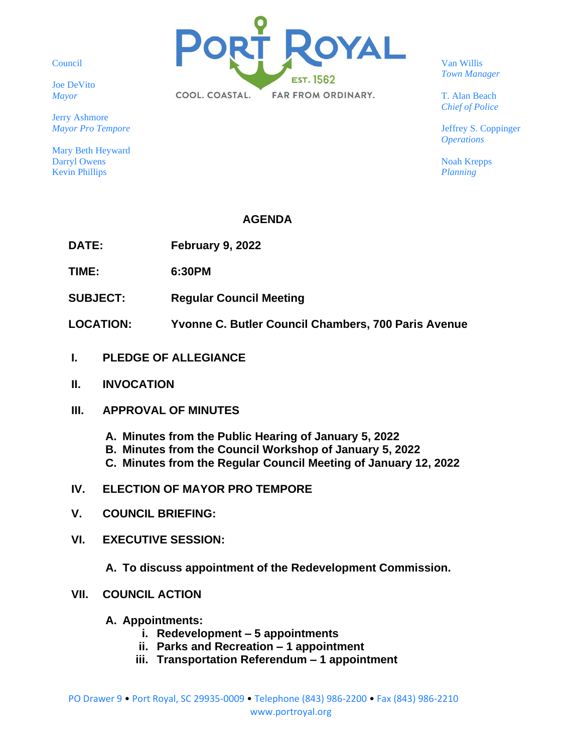Council

Joe DeVito
*Mayor*

Jerry Ashmore
*Mayor Pro Tempore*

Mary Beth Heyward
Darryl Owens
Kevin Phillips

PORT ROYAL
EST. 1562
COOL. COASTAL. FAR FROM ORDINARY.

Van Willis
*Town Manager*

T. Alan Beach
*Chief of Police*

Jeffrey S. Coppinger
*Operations*

Noah Krepps
*Planning*

# AGENDA

**DATE:** **February 9, 2022**

**TIME:** **6:30PM**

**SUBJECT:** **Regular Council Meeting**

**LOCATION:** **Yvonne C. Butler Council Chambers, 700 Paris Avenue**

**I. PLEDGE OF ALLEGIANCE**

**II. INVOCATION**

**III. APPROVAL OF MINUTES**

- **A. Minutes from the Public Hearing of January 5, 2022**
- **B. Minutes from the Council Workshop of January 5, 2022**
- **C. Minutes from the Regular Council Meeting of January 12, 2022**

**IV. ELECTION OF MAYOR PRO TEMPORE**

**V. COUNCIL BRIEFING:**

**VI. EXECUTIVE SESSION:**

- **A. To discuss appointment of the Redevelopment Commission.**

**VII. COUNCIL ACTION**

- **A. Appointments:**
  - **i. Redevelopment – 5 appointments**
  - **ii. Parks and Recreation – 1 appointment**
  - **iii. Transportation Referendum – 1 appointment**

PO Drawer 9 • Port Royal, SC 29935-0009 • Telephone (843) 986-2200 • Fax (843) 986-2210
www.portroyal.org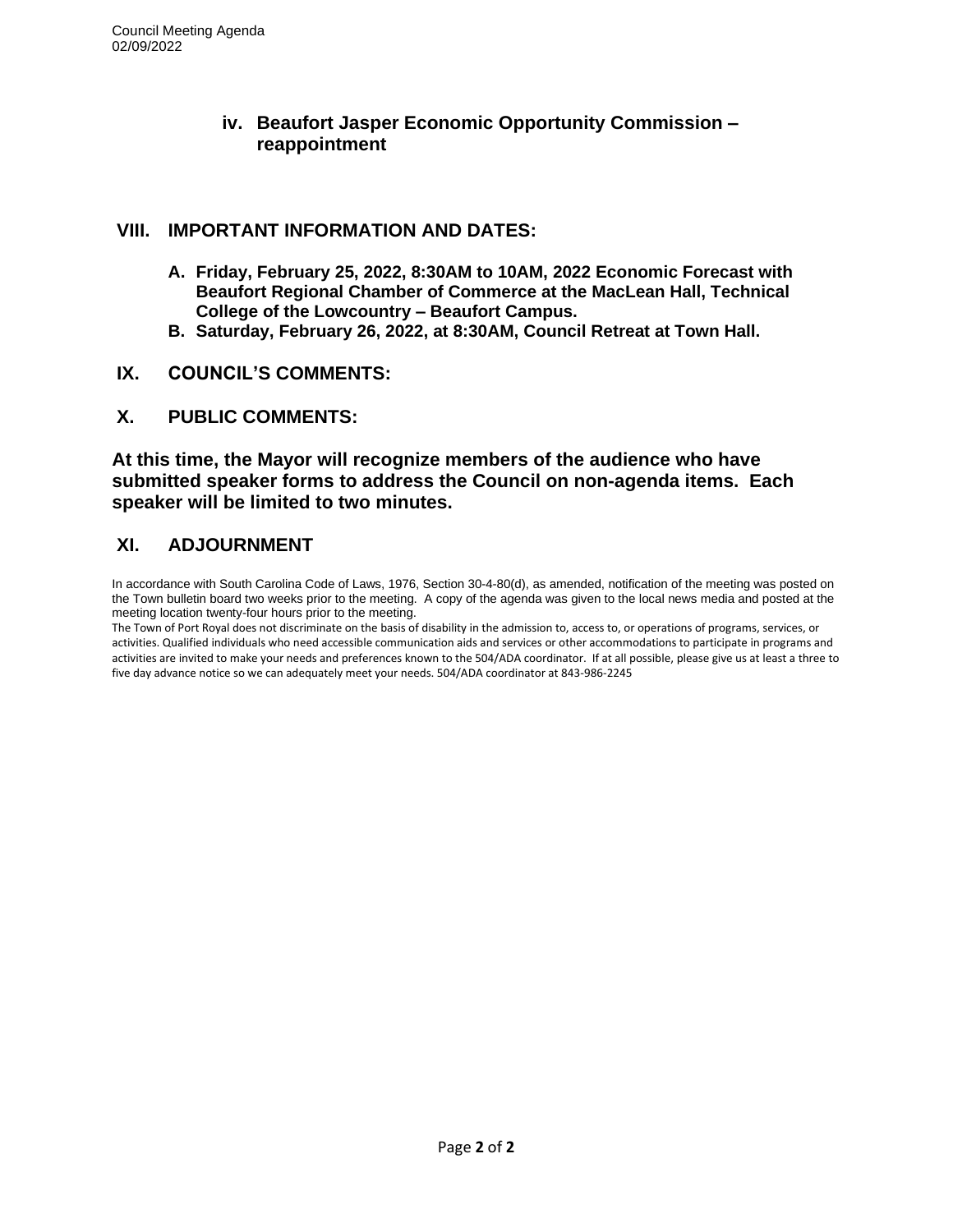**iv. Beaufort Jasper Economic Opportunity Commission – reappointment**

## VIII. IMPORTANT INFORMATION AND DATES:

**A. Friday, February 25, 2022, 8:30AM to 10AM, 2022 Economic Forecast with Beaufort Regional Chamber of Commerce at the MacLean Hall, Technical College of the Lowcountry – Beaufort Campus.**

**B. Saturday, February 26, 2022, at 8:30AM, Council Retreat at Town Hall.**

## IX. COUNCIL'S COMMENTS:

## X. PUBLIC COMMENTS:

**At this time, the Mayor will recognize members of the audience who have submitted speaker forms to address the Council on non-agenda items. Each speaker will be limited to two minutes.**

## XI. ADJOURNMENT

In accordance with South Carolina Code of Laws, 1976, Section 30-4-80(d), as amended, notification of the meeting was posted on the Town bulletin board two weeks prior to the meeting. A copy of the agenda was given to the local news media and posted at the meeting location twenty-four hours prior to the meeting.

The Town of Port Royal does not discriminate on the basis of disability in the admission to, access to, or operations of programs, services, or activities. Qualified individuals who need accessible communication aids and services or other accommodations to participate in programs and activities are invited to make your needs and preferences known to the 504/ADA coordinator. If at all possible, please give us at least a three to five day advance notice so we can adequately meet your needs. 504/ADA coordinator at 843-986-2245